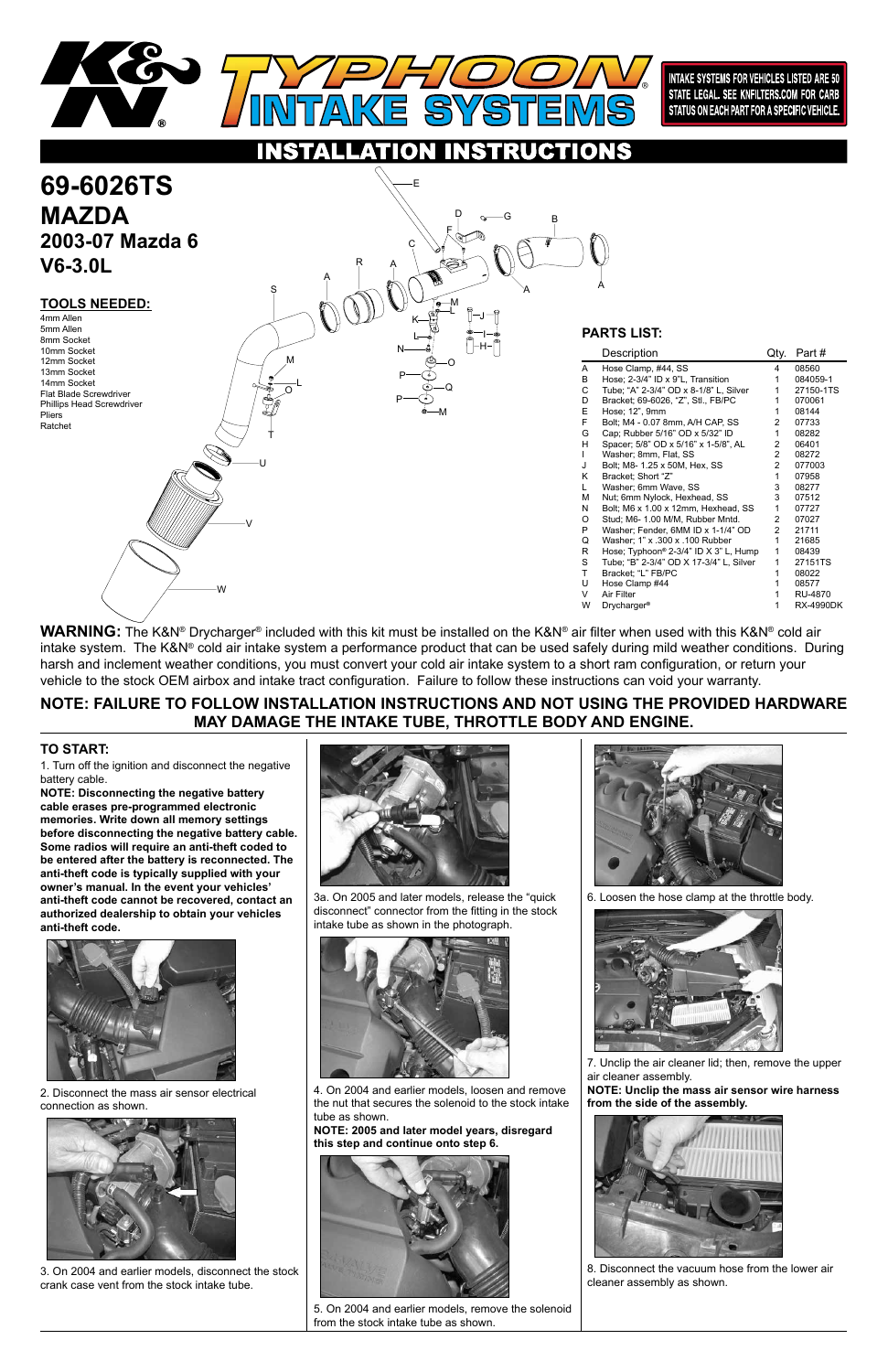**INTAKE SYSTEMS FOR VEHICLES LISTED ARE 50 STATE LEGAL. SEE KNFILTERS.COM FOR CARB STATUS ON EACH PART FOR A SPECIFIC VEHICLE.**

# INSTALLATION INSTRUCTIONS

# 69-6026TS

# MAZDA

## 2003-07 Mazda 6

## V6-3.0L

### TOOLS NEEDED:

- 4mm Allen
- 5mm Allen
- 8mm Socket
- 10mm Socket
- 12mm Socket
- 13mm Socket
- 14mm Socket
- Flat Blade Screwdriver
- Phillips Head Screwdriver
- Pliers
- Ratchet

### PARTS LIST:

| | Description | Qty. | Part # |
|---|---|---|---|
| A | Hose Clamp, #44, SS | 4 | 08560 |
| B | Hose; 2-3/4" ID x 9"L, Transition | 1 | 084059-1 |
| C | Tube; "A" 2-3/4" OD x 8-1/8" L, Silver | 1 | 27150-1TS |
| D | Bracket; 69-6026, "Z", Stl., FB/PC | 1 | 070061 |
| E | Hose; 12", 9mm | 1 | 08144 |
| F | Bolt; M4 - 0.07 8mm, A/H CAP, SS | 2 | 07733 |
| G | Cap; Rubber 5/16" OD x 5/32" ID | 1 | 08282 |
| H | Spacer; 5/8" OD x 5/16" x 1-5/8", AL | 2 | 06401 |
| I | Washer; 8mm, Flat, SS | 2 | 08272 |
| J | Bolt; M8- 1.25 x 50M, Hex, SS | 2 | 077003 |
| K | Bracket; Short "Z" | 1 | 07958 |
| L | Washer; 6mm Wave, SS | 3 | 08277 |
| M | Nut; 6mm Nylock, Hexhead, SS | 3 | 07512 |
| N | Bolt; M6 x 1.00 x 12mm, Hexhead, SS | 1 | 07727 |
| O | Stud; M6- 1.00 M/M, Rubber Mntd. | 2 | 07027 |
| P | Washer; Fender, 6MM ID x 1-1/4" OD | 2 | 21711 |
| Q | Washer; 1" x .300 x .100 Rubber | 1 | 21685 |
| R | Hose; Typhoon® 2-3/4" ID X 3" L, Hump | 1 | 08439 |
| S | Tube; "B" 2-3/4" OD X 17-3/4" L, Silver | 1 | 27151TS |
| T | Bracket; "L" FB/PC | 1 | 08022 |
| U | Hose Clamp #44 | 1 | 08577 |
| V | Air Filter | 1 | RU-4870 |
| W | Drycharger® | 1 | RX-4990DK |

**WARNING:** The K&N® Drycharger® included with this kit must be installed on the K&N® air filter when used with this K&N® cold air intake system. The K&N® cold air intake system a performance product that can be used safely during mild weather conditions. During harsh and inclement weather conditions, you must convert your cold air intake system to a short ram configuration, or return your vehicle to the stock OEM airbox and intake tract configuration. Failure to follow these instructions can void your warranty.

**NOTE: FAILURE TO FOLLOW INSTALLATION INSTRUCTIONS AND NOT USING THE PROVIDED HARDWARE MAY DAMAGE THE INTAKE TUBE, THROTTLE BODY AND ENGINE.**

### TO START:

1. Turn off the ignition and disconnect the negative battery cable.

**NOTE: Disconnecting the negative battery cable erases pre-programmed electronic memories. Write down all memory settings before disconnecting the negative battery cable. Some radios will require an anti-theft code to be entered after the battery is reconnected. The anti-theft code is typically supplied with your owner's manual. In the event your vehicles' anti-theft code cannot be recovered, contact an authorized dealership to obtain your vehicles anti-theft code.**

2. Disconnect the mass air sensor electrical connection as shown.

3. On 2004 and earlier models, disconnect the stock crank case vent from the stock intake tube.

3a. On 2005 and later models, release the "quick disconnect" connector from the fitting in the stock intake tube as shown in the photograph.

4. On 2004 and earlier models, loosen and remove the nut that secures the solenoid to the stock intake tube as shown.

**NOTE: 2005 and later model years, disregard this step and continue onto step 6.**

5. On 2004 and earlier models, remove the solenoid from the stock intake tube as shown.

6. Loosen the hose clamp at the throttle body.

7. Unclip the air cleaner lid; then, remove the upper air cleaner assembly.

**NOTE: Unclip the mass air sensor wire harness from the side of the assembly.**

8. Disconnect the vacuum hose from the lower air cleaner assembly as shown.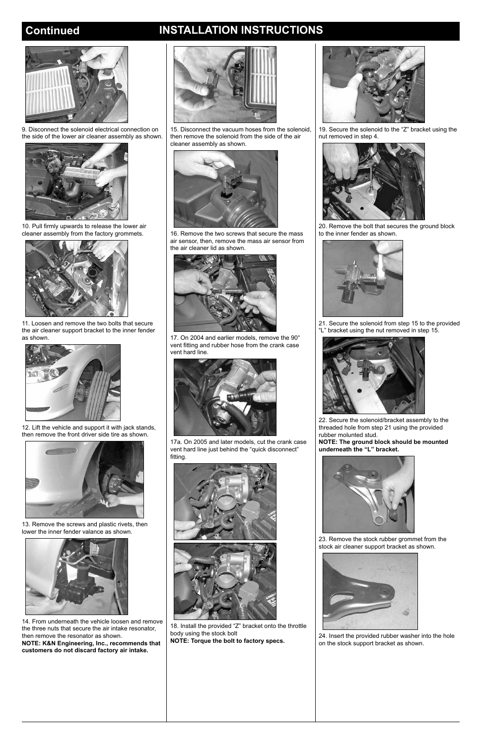## Continued INSTALLATION INSTRUCTIONS

9. Disconnect the solenoid electrical connection on the side of the lower air cleaner assembly as shown.

10. Pull firmly upwards to release the lower air cleaner assembly from the factory grommets.

11. Loosen and remove the two bolts that secure the air cleaner support bracket to the inner fender as shown.

12. Lift the vehicle and support it with jack stands, then remove the front driver side tire as shown.

13. Remove the screws and plastic rivets, then lower the inner fender valance as shown.

14. From underneath the vehicle loosen and remove the three nuts that secure the air intake resonator, then remove the resonator as shown.
**NOTE: K&N Engineering, Inc., recommends that customers do not discard factory air intake.**

15. Disconnect the vacuum hoses from the solenoid, then remove the solenoid from the side of the air cleaner assembly as shown.

16. Remove the two screws that secure the mass air sensor, then, remove the mass air sensor from the air cleaner lid as shown.

17. On 2004 and earlier models, remove the 90° vent fitting and rubber hose from the crank case vent hard line.

17a. On 2005 and later models, cut the crank case vent hard line just behind the "quick disconnect" fitting.

18. Install the provided "Z" bracket onto the throttle body using the stock bolt
**NOTE: Torque the bolt to factory specs.**

19. Secure the solenoid to the "Z" bracket using the nut removed in step 4.

20. Remove the bolt that secures the ground block to the inner fender as shown.

21. Secure the solenoid from step 15 to the provided "L" bracket using the nut removed in step 15.

22. Secure the solenoid/bracket assembly to the threaded hole from step 21 using the provided rubber molunted stud.
**NOTE: The ground block should be mounted underneath the "L" bracket.**

23. Remove the stock rubber grommet from the stock air cleaner support bracket as shown.

24. Insert the provided rubber washer into the hole on the stock support bracket as shown.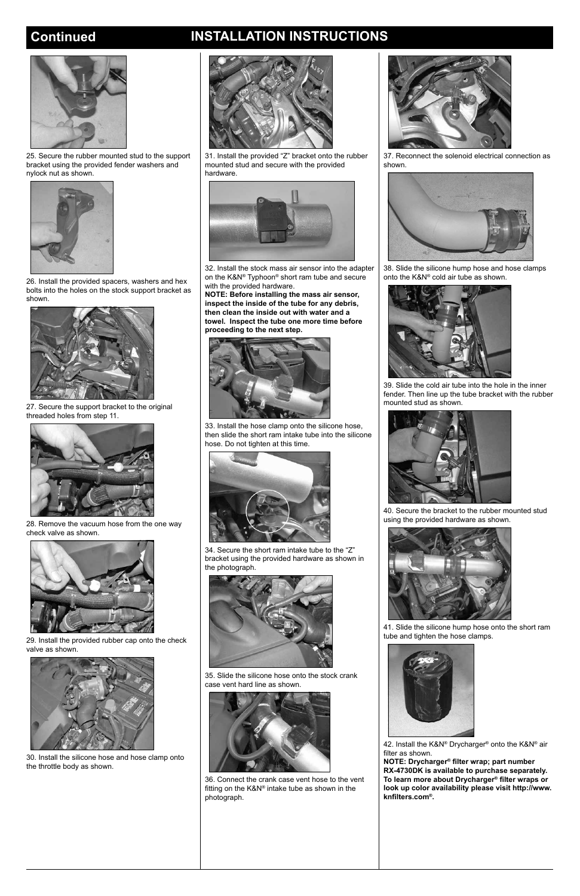## Continued INSTALLATION INSTRUCTIONS

25. Secure the rubber mounted stud to the support bracket using the provided fender washers and nylock nut as shown.

26. Install the provided spacers, washers and hex bolts into the holes on the stock support bracket as shown.

27. Secure the support bracket to the original threaded holes from step 11.

28. Remove the vacuum hose from the one way check valve as shown.

29. Install the provided rubber cap onto the check valve as shown.

30. Install the silicone hose and hose clamp onto the throttle body as shown.

31. Install the provided "Z" bracket onto the rubber mounted stud and secure with the provided hardware.

32. Install the stock mass air sensor into the adapter on the K&N® Typhoon® short ram tube and secure with the provided hardware.
**NOTE: Before installing the mass air sensor, inspect the inside of the tube for any debris, then clean the inside out with water and a towel. Inspect the tube one more time before proceeding to the next step.**

33. Install the hose clamp onto the silicone hose, then slide the short ram intake tube into the silicone hose. Do not tighten at this time.

34. Secure the short ram intake tube to the "Z" bracket using the provided hardware as shown in the photograph.

35. Slide the silicone hose onto the stock crank case vent hard line as shown.

36. Connect the crank case vent hose to the vent fitting on the K&N® intake tube as shown in the photograph.

37. Reconnect the solenoid electrical connection as shown.

38. Slide the silicone hump hose and hose clamps onto the K&N® cold air tube as shown.

39. Slide the cold air tube into the hole in the inner fender. Then line up the tube bracket with the rubber mounted stud as shown.

40. Secure the bracket to the rubber mounted stud using the provided hardware as shown.

41. Slide the silicone hump hose onto the short ram tube and tighten the hose clamps.

42. Install the K&N® Drycharger® onto the K&N® air filter as shown.
**NOTE: Drycharger® filter wrap; part number RX-4730DK is available to purchase separately. To learn more about Drycharger® filter wraps or look up color availability please visit http://www.knfilters.com®.**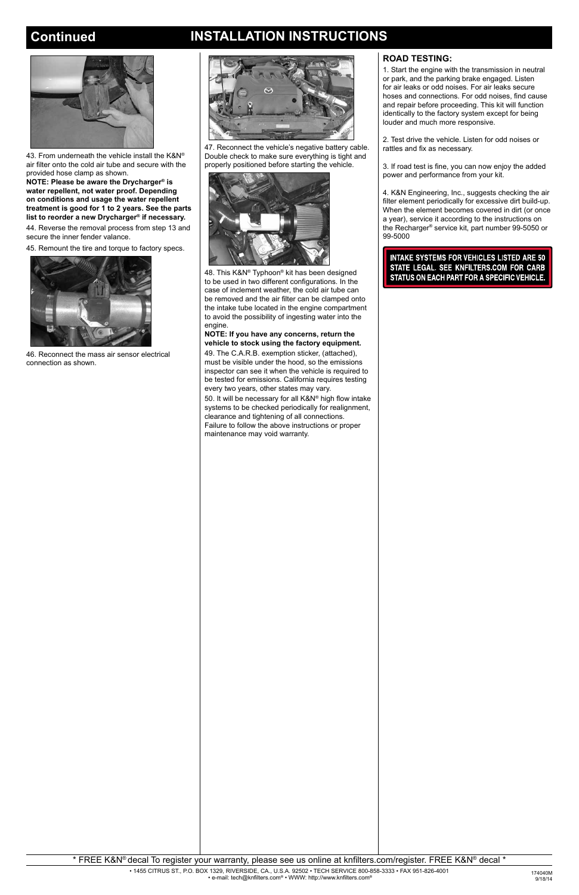## Continued INSTALLATION INSTRUCTIONS

43. From underneath the vehicle install the K&N® air filter onto the cold air tube and secure with the provided hose clamp as shown.

**NOTE: Please be aware the Drycharger® is water repellent, not water proof. Depending on conditions and usage the water repellent treatment is good for 1 to 2 years. See the parts list to reorder a new Drycharger® if necessary.**

44. Reverse the removal process from step 13 and secure the inner fender valance.

45. Remount the tire and torque to factory specs.

46. Reconnect the mass air sensor electrical connection as shown.

47. Reconnect the vehicle's negative battery cable. Double check to make sure everything is tight and properly positioned before starting the vehicle.

48. This K&N® Typhoon® kit has been designed to be used in two different configurations. In the case of inclement weather, the cold air tube can be removed and the air filter can be clamped onto the intake tube located in the engine compartment to avoid the possibility of ingesting water into the engine.

**NOTE: If you have any concerns, return the vehicle to stock using the factory equipment.**

49. The C.A.R.B. exemption sticker, (attached), must be visible under the hood, so the emissions inspector can see it when the vehicle is required to be tested for emissions. California requires testing every two years, other states may vary.

50. It will be necessary for all K&N® high flow intake systems to be checked periodically for realignment, clearance and tightening of all connections. Failure to follow the above instructions or proper maintenance may void warranty.

### ROAD TESTING:

1. Start the engine with the transmission in neutral or park, and the parking brake engaged. Listen for air leaks or odd noises. For air leaks secure hoses and connections. For odd noises, find cause and repair before proceeding. This kit will function identically to the factory system except for being louder and much more responsive.

2. Test drive the vehicle. Listen for odd noises or rattles and fix as necessary.

3. If road test is fine, you can now enjoy the added power and performance from your kit.

4. K&N Engineering, Inc., suggests checking the air filter element periodically for excessive dirt build-up. When the element becomes covered in dirt (or once a year), service it according to the instructions on the Recharger® service kit, part number 99-5050 or 99-5000

**INTAKE SYSTEMS FOR VEHICLES LISTED ARE 50 STATE LEGAL. SEE KNFILTERS.COM FOR CARB STATUS ON EACH PART FOR A SPECIFIC VEHICLE.**

* FREE K&N® decal To register your warranty, please see us online at knfilters.com/register. FREE K&N® decal *

• 1455 CITRUS ST., P.O. BOX 1329, RIVERSIDE, CA., U.S.A. 92502 • TECH SERVICE 800-858-3333 • FAX 951-826-4001 • e-mail: tech@knfilters.com® • WWW: http://www.knfilters.com®

174040M
9/18/14